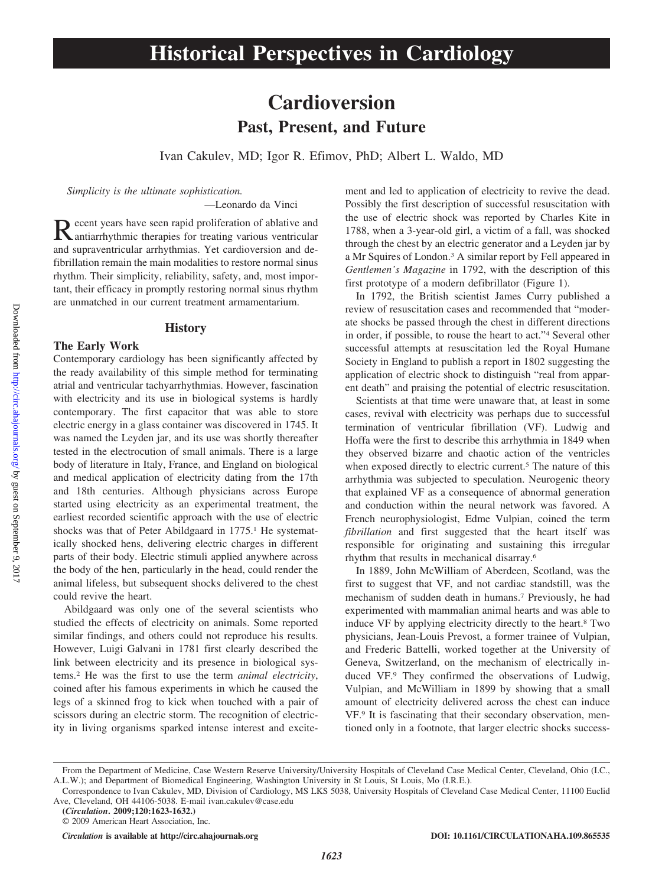# Historical Perspectives in Cardiology

# Cardioversion

## Past, Present, and Future

Ivan Cakulev, MD; Igor R. Efimov, PhD; Albert L. Waldo, MD

*Simplicity is the ultimate sophistication.*

—Leonardo da Vinci

Recent years have seen rapid proliferation of ablative and antiarrhythmic therapies for treating various ventricular and supraventricular arrhythmias. Yet cardioversion and defibrillation remain the main modalities to restore normal sinus rhythm. Their simplicity, reliability, safety, and, most important, their efficacy in promptly restoring normal sinus rhythm are unmatched in our current treatment armamentarium.

## History

### The Early Work

Contemporary cardiology has been significantly affected by the ready availability of this simple method for terminating atrial and ventricular tachyarrhythmias. However, fascination with electricity and its use in biological systems is hardly contemporary. The first capacitor that was able to store electric energy in a glass container was discovered in 1745. It was named the Leyden jar, and its use was shortly thereafter tested in the electrocution of small animals. There is a large body of literature in Italy, France, and England on biological and medical application of electricity dating from the 17th and 18th centuries. Although physicians across Europe started using electricity as an experimental treatment, the earliest recorded scientific approach with the use of electric shocks was that of Peter Abildgaard in 1775.[1] He systematically shocked hens, delivering electric charges in different parts of their body. Electric stimuli applied anywhere across the body of the hen, particularly in the head, could render the animal lifeless, but subsequent shocks delivered to the chest could revive the heart.

Abildgaard was only one of the several scientists who studied the effects of electricity on animals. Some reported similar findings, and others could not reproduce his results. However, Luigi Galvani in 1781 first clearly described the link between electricity and its presence in biological systems.[2] He was the first to use the term *animal electricity*, coined after his famous experiments in which he caused the legs of a skinned frog to kick when touched with a pair of scissors during an electric storm. The recognition of electricity in living organisms sparked intense interest and excitement and led to application of electricity to revive the dead. Possibly the first description of successful resuscitation with the use of electric shock was reported by Charles Kite in 1788, when a 3-year-old girl, a victim of a fall, was shocked through the chest by an electric generator and a Leyden jar by a Mr Squires of London.[3] A similar report by Fell appeared in *Gentlemen's Magazine* in 1792, with the description of this first prototype of a modern defibrillator (Figure 1).

In 1792, the British scientist James Curry published a review of resuscitation cases and recommended that "moderate shocks be passed through the chest in different directions in order, if possible, to rouse the heart to act."[4] Several other successful attempts at resuscitation led the Royal Humane Society in England to publish a report in 1802 suggesting the application of electric shock to distinguish "real from apparent death" and praising the potential of electric resuscitation.

Scientists at that time were unaware that, at least in some cases, revival with electricity was perhaps due to successful termination of ventricular fibrillation (VF). Ludwig and Hoffa were the first to describe this arrhythmia in 1849 when they observed bizarre and chaotic action of the ventricles when exposed directly to electric current.[5] The nature of this arrhythmia was subjected to speculation. Neurogenic theory that explained VF as a consequence of abnormal generation and conduction within the neural network was favored. A French neurophysiologist, Edme Vulpian, coined the term *fibrillation* and first suggested that the heart itself was responsible for originating and sustaining this irregular rhythm that results in mechanical disarray.[6]

In 1889, John McWilliam of Aberdeen, Scotland, was the first to suggest that VF, and not cardiac standstill, was the mechanism of sudden death in humans.[7] Previously, he had experimented with mammalian animal hearts and was able to induce VF by applying electricity directly to the heart.[8] Two physicians, Jean-Louis Prevost, a former trainee of Vulpian, and Frederic Battelli, worked together at the University of Geneva, Switzerland, on the mechanism of electrically induced VF.[9] They confirmed the observations of Ludwig, Vulpian, and McWilliam in 1899 by showing that a small amount of electricity delivered across the chest can induce VF.[9] It is fascinating that their secondary observation, mentioned only in a footnote, that larger electric shocks success-

From the Department of Medicine, Case Western Reserve University/University Hospitals of Cleveland Case Medical Center, Cleveland, Ohio (I.C., A.L.W.); and Department of Biomedical Engineering, Washington University in St Louis, St Louis, Mo (I.R.E.).

Correspondence to Ivan Cakulev, MD, Division of Cardiology, MS LKS 5038, University Hospitals of Cleveland Case Medical Center, 11100 Euclid Ave, Cleveland, OH 44106-5038. E-mail ivan.cakulev@case.edu

(*Circulation*. 2009;120:1623-1632.)

© 2009 American Heart Association, Inc.

*Circulation* is available at http://circ.ahajournals.org DOI: 10.1161/CIRCULATIONAHA.109.865535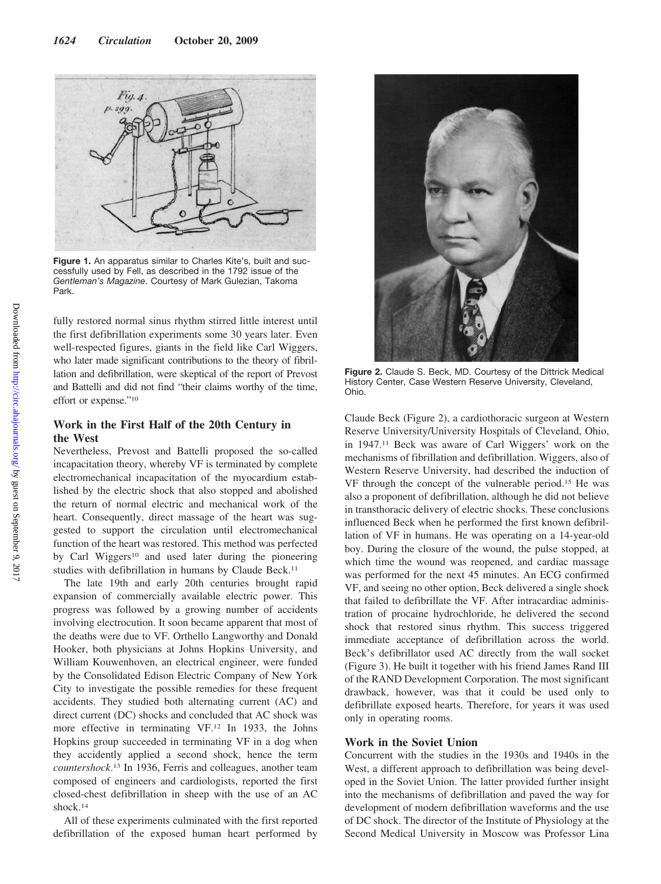Figure 1. An apparatus similar to Charles Kite's, built and successfully used by Fell, as described in the 1792 issue of the *Gentleman's Magazine*. Courtesy of Mark Gulezian, Takoma Park.

fully restored normal sinus rhythm stirred little interest until the first defibrillation experiments some 30 years later. Even well-respected figures, giants in the field like Carl Wiggers, who later made significant contributions to the theory of fibrillation and defibrillation, were skeptical of the report of Prevost and Battelli and did not find "their claims worthy of the time, effort or expense."[10]

## Work in the First Half of the 20th Century in the West

Nevertheless, Prevost and Battelli proposed the so-called incapacitation theory, whereby VF is terminated by complete electromechanical incapacitation of the myocardium established by the electric shock that also stopped and abolished the return of normal electric and mechanical work of the heart. Consequently, direct massage of the heart was suggested to support the circulation until electromechanical function of the heart was restored. This method was perfected by Carl Wiggers[10] and used later during the pioneering studies with defibrillation in humans by Claude Beck.[11]

The late 19th and early 20th centuries brought rapid expansion of commercially available electric power. This progress was followed by a growing number of accidents involving electrocution. It soon became apparent that most of the deaths were due to VF. Orthello Langworthy and Donald Hooker, both physicians at Johns Hopkins University, and William Kouwenhoven, an electrical engineer, were funded by the Consolidated Edison Electric Company of New York City to investigate the possible remedies for these frequent accidents. They studied both alternating current (AC) and direct current (DC) shocks and concluded that AC shock was more effective in terminating VF.[12] In 1933, the Johns Hopkins group succeeded in terminating VF in a dog when they accidently applied a second shock, hence the term *countershock*.[13] In 1936, Ferris and colleagues, another team composed of engineers and cardiologists, reported the first closed-chest defibrillation in sheep with the use of an AC shock.[14]

All of these experiments culminated with the first reported defibrillation of the exposed human heart performed by Claude Beck (Figure 2), a cardiothoracic surgeon at Western Reserve University/University Hospitals of Cleveland, Ohio, in 1947.[11] Beck was aware of Carl Wiggers' work on the mechanisms of fibrillation and defibrillation. Wiggers, also of Western Reserve University, had described the induction of VF through the concept of the vulnerable period.[15] He was also a proponent of defibrillation, although he did not believe in transthoracic delivery of electric shocks. These conclusions influenced Beck when he performed the first known defibrillation of VF in humans. He was operating on a 14-year-old boy. During the closure of the wound, the pulse stopped, at which time the wound was reopened, and cardiac massage was performed for the next 45 minutes. An ECG confirmed VF, and seeing no other option, Beck delivered a single shock that failed to defibrillate the VF. After intracardiac administration of procaine hydrochloride, he delivered the second shock that restored sinus rhythm. This success triggered immediate acceptance of defibrillation across the world. Beck's defibrillator used AC directly from the wall socket (Figure 3). He built it together with his friend James Rand III of the RAND Development Corporation. The most significant drawback, however, was that it could be used only to defibrillate exposed hearts. Therefore, for years it was used only in operating rooms.

Figure 2. Claude S. Beck, MD. Courtesy of the Dittrick Medical History Center, Case Western Reserve University, Cleveland, Ohio.

## Work in the Soviet Union

Concurrent with the studies in the 1930s and 1940s in the West, a different approach to defibrillation was being developed in the Soviet Union. The latter provided further insight into the mechanisms of defibrillation and paved the way for development of modern defibrillation waveforms and the use of DC shock. The director of the Institute of Physiology at the Second Medical University in Moscow was Professor Lina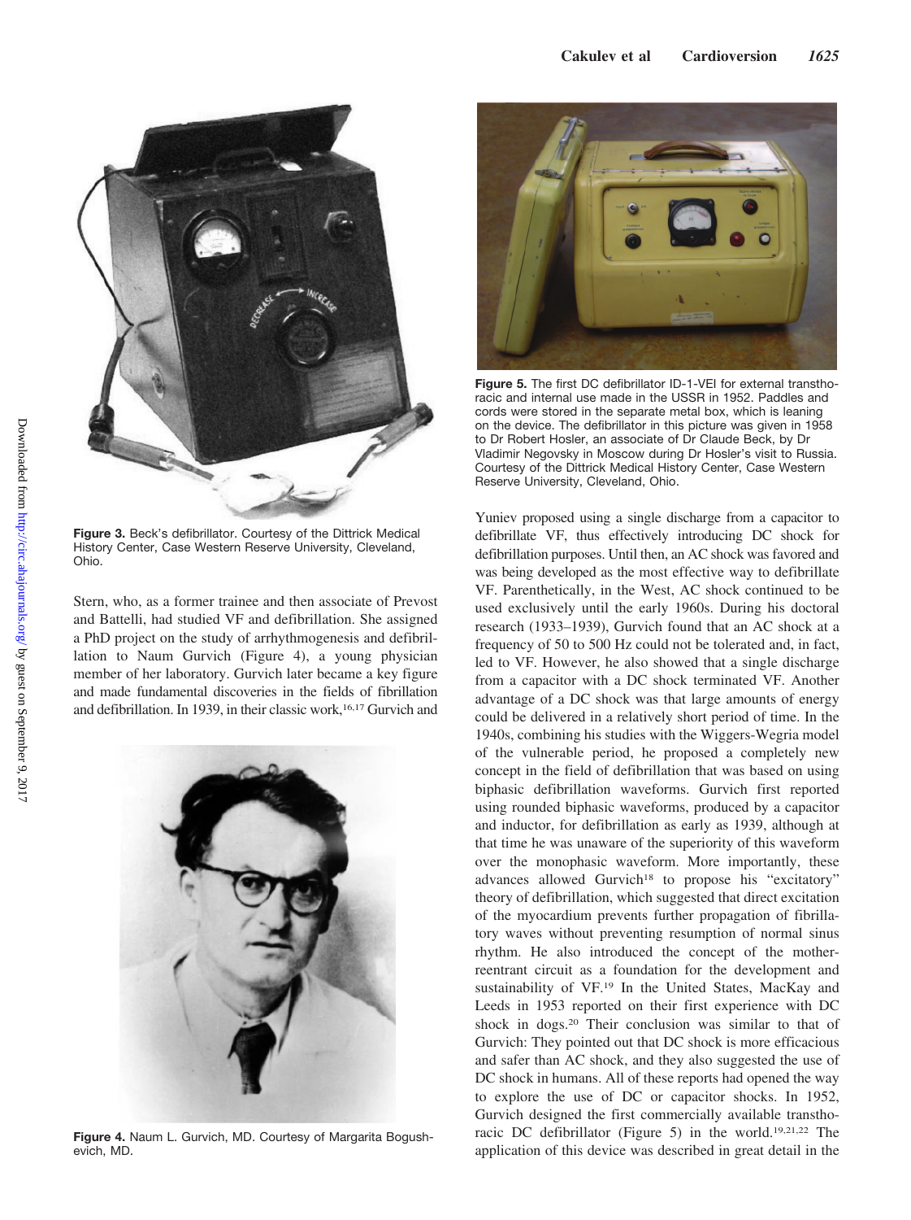Figure 3. Beck's defibrillator. Courtesy of the Dittrick Medical History Center, Case Western Reserve University, Cleveland, Ohio.

Stern, who, as a former trainee and then associate of Prevost and Battelli, had studied VF and defibrillation. She assigned a PhD project on the study of arrhythmogenesis and defibrillation to Naum Gurvich (Figure 4), a young physician member of her laboratory. Gurvich later became a key figure and made fundamental discoveries in the fields of fibrillation and defibrillation. In 1939, in their classic work,[16,17] Gurvich and Yuniev proposed using a single discharge from a capacitor to defibrillate VF, thus effectively introducing DC shock for defibrillation purposes. Until then, an AC shock was favored and was being developed as the most effective way to defibrillate VF. Parenthetically, in the West, AC shock continued to be used exclusively until the early 1960s. During his doctoral research (1933–1939), Gurvich found that an AC shock at a frequency of 50 to 500 Hz could not be tolerated and, in fact, led to VF. However, he also showed that a single discharge from a capacitor with a DC shock terminated VF. Another advantage of a DC shock was that large amounts of energy could be delivered in a relatively short period of time. In the 1940s, combining his studies with the Wiggers-Wegria model of the vulnerable period, he proposed a completely new concept in the field of defibrillation that was based on using biphasic defibrillation waveforms. Gurvich first reported using rounded biphasic waveforms, produced by a capacitor and inductor, for defibrillation as early as 1939, although at that time he was unaware of the superiority of this waveform over the monophasic waveform. More importantly, these advances allowed Gurvich[18] to propose his "excitatory" theory of defibrillation, which suggested that direct excitation of the myocardium prevents further propagation of fibrillatory waves without preventing resumption of normal sinus rhythm. He also introduced the concept of the mother-reentrant circuit as a foundation for the development and sustainability of VF.[19] In the United States, MacKay and Leeds in 1953 reported on their first experience with DC shock in dogs.[20] Their conclusion was similar to that of Gurvich: They pointed out that DC shock is more efficacious and safer than AC shock, and they also suggested the use of DC shock in humans. All of these reports had opened the way to explore the use of DC or capacitor shocks. In 1952, Gurvich designed the first commercially available transthoracic DC defibrillator (Figure 5) in the world.[19,21,22] The application of this device was described in great detail in the

Figure 4. Naum L. Gurvich, MD. Courtesy of Margarita Bogushevich, MD.

Figure 5. The first DC defibrillator ID-1-VEI for external transthoracic and internal use made in the USSR in 1952. Paddles and cords were stored in the separate metal box, which is leaning on the device. The defibrillator in this picture was given in 1958 to Dr Robert Hosler, an associate of Dr Claude Beck, by Dr Vladimir Negovsky in Moscow during Dr Hosler's visit to Russia. Courtesy of the Dittrick Medical History Center, Case Western Reserve University, Cleveland, Ohio.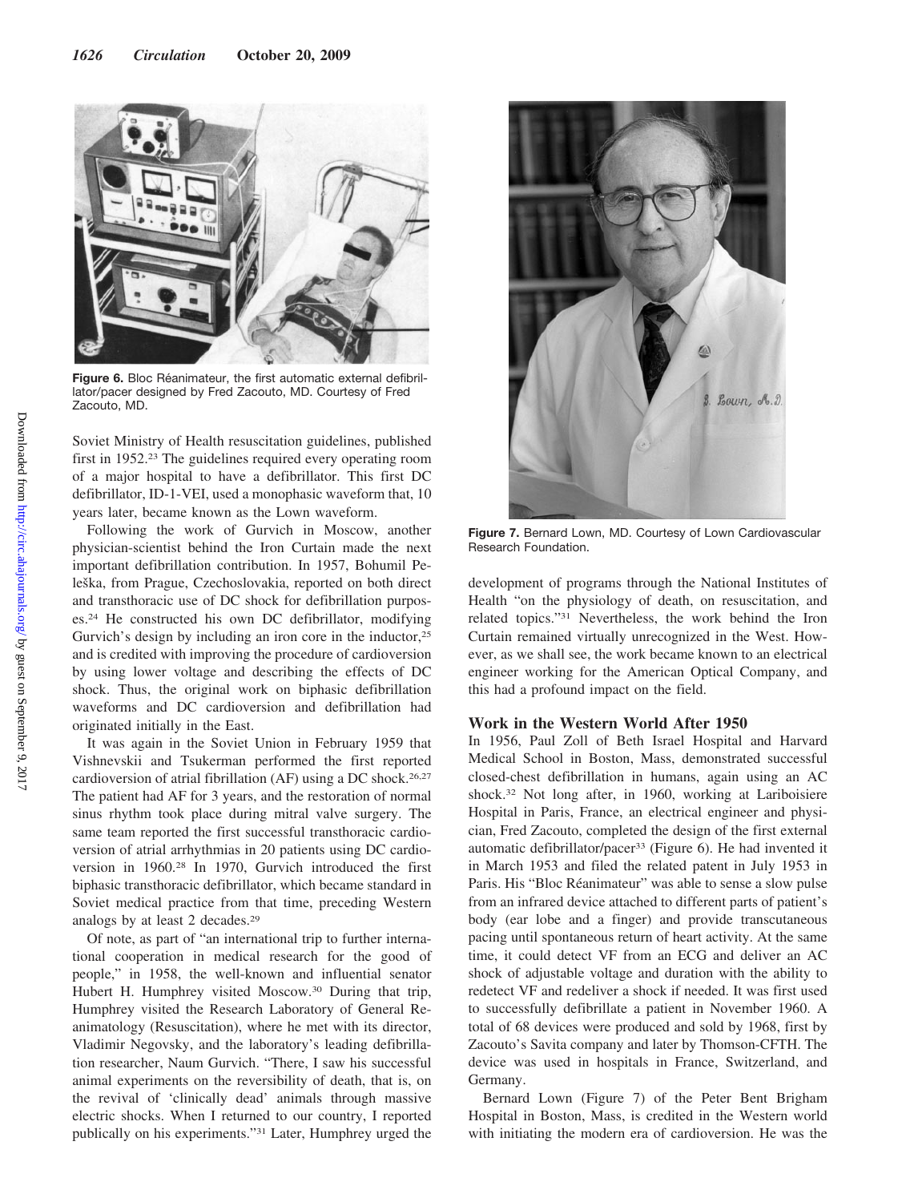Figure 6. Bloc Réanimateur, the first automatic external defibrillator/pacer designed by Fred Zacouto, MD. Courtesy of Fred Zacouto, MD.

Soviet Ministry of Health resuscitation guidelines, published first in 1952.[23] The guidelines required every operating room of a major hospital to have a defibrillator. This first DC defibrillator, ID-1-VEI, used a monophasic waveform that, 10 years later, became known as the Lown waveform.

Following the work of Gurvich in Moscow, another physician-scientist behind the Iron Curtain made the next important defibrillation contribution. In 1957, Bohumil Peleška, from Prague, Czechoslovakia, reported on both direct and transthoracic use of DC shock for defibrillation purposes.[24] He constructed his own DC defibrillator, modifying Gurvich's design by including an iron core in the inductor,[25] and is credited with improving the procedure of cardioversion by using lower voltage and describing the effects of DC shock. Thus, the original work on biphasic defibrillation waveforms and DC cardioversion and defibrillation had originated initially in the East.

It was again in the Soviet Union in February 1959 that Vishnevskii and Tsukerman performed the first reported cardioversion of atrial fibrillation (AF) using a DC shock.[26,27] The patient had AF for 3 years, and the restoration of normal sinus rhythm took place during mitral valve surgery. The same team reported the first successful transthoracic cardioversion of atrial arrhythmias in 20 patients using DC cardioversion in 1960.[28] In 1970, Gurvich introduced the first biphasic transthoracic defibrillator, which became standard in Soviet medical practice from that time, preceding Western analogs by at least 2 decades.[29]

Of note, as part of "an international trip to further international cooperation in medical research for the good of people," in 1958, the well-known and influential senator Hubert H. Humphrey visited Moscow.[30] During that trip, Humphrey visited the Research Laboratory of General Reanimatology (Resuscitation), where he met with its director, Vladimir Negovsky, and the laboratory's leading defibrillation researcher, Naum Gurvich. "There, I saw his successful animal experiments on the reversibility of death, that is, on the revival of 'clinically dead' animals through massive electric shocks. When I returned to our country, I reported publically on his experiments."[31] Later, Humphrey urged the development of programs through the National Institutes of Health "on the physiology of death, on resuscitation, and related topics."[31] Nevertheless, the work behind the Iron Curtain remained virtually unrecognized in the West. However, as we shall see, the work became known to an electrical engineer working for the American Optical Company, and this had a profound impact on the field.

Figure 7. Bernard Lown, MD. Courtesy of Lown Cardiovascular Research Foundation.

## Work in the Western World After 1950

In 1956, Paul Zoll of Beth Israel Hospital and Harvard Medical School in Boston, Mass, demonstrated successful closed-chest defibrillation in humans, again using an AC shock.[32] Not long after, in 1960, working at Lariboisiere Hospital in Paris, France, an electrical engineer and physician, Fred Zacouto, completed the design of the first external automatic defibrillator/pacer[33] (Figure 6). He had invented it in March 1953 and filed the related patent in July 1953 in Paris. His "Bloc Réanimateur" was able to sense a slow pulse from an infrared device attached to different parts of patient's body (ear lobe and a finger) and provide transcutaneous pacing until spontaneous return of heart activity. At the same time, it could detect VF from an ECG and deliver an AC shock of adjustable voltage and duration with the ability to redetect VF and redeliver a shock if needed. It was first used to successfully defibrillate a patient in November 1960. A total of 68 devices were produced and sold by 1968, first by Zacouto's Savita company and later by Thomson-CFTH. The device was used in hospitals in France, Switzerland, and Germany.

Bernard Lown (Figure 7) of the Peter Bent Brigham Hospital in Boston, Mass, is credited in the Western world with initiating the modern era of cardioversion. He was the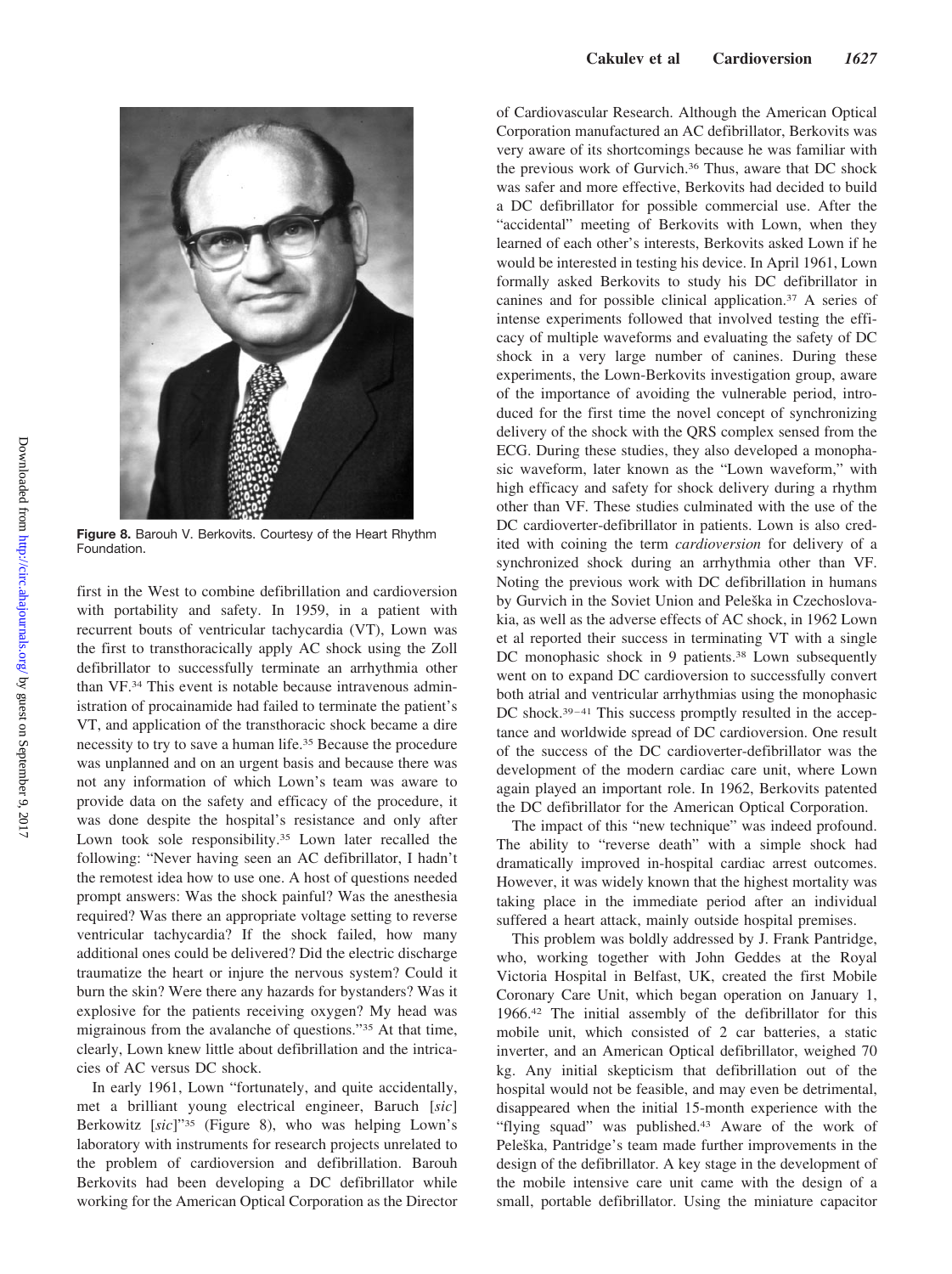Figure 8. Barouh V. Berkovits. Courtesy of the Heart Rhythm Foundation.

first in the West to combine defibrillation and cardioversion with portability and safety. In 1959, in a patient with recurrent bouts of ventricular tachycardia (VT), Lown was the first to transthoracically apply AC shock using the Zoll defibrillator to successfully terminate an arrhythmia other than VF.[34] This event is notable because intravenous administration of procainamide had failed to terminate the patient's VT, and application of the transthoracic shock became a dire necessity to try to save a human life.[35] Because the procedure was unplanned and on an urgent basis and because there was not any information of which Lown's team was aware to provide data on the safety and efficacy of the procedure, it was done despite the hospital's resistance and only after Lown took sole responsibility.[35] Lown later recalled the following: "Never having seen an AC defibrillator, I hadn't the remotest idea how to use one. A host of questions needed prompt answers: Was the shock painful? Was the anesthesia required? Was there an appropriate voltage setting to reverse ventricular tachycardia? If the shock failed, how many additional ones could be delivered? Did the electric discharge traumatize the heart or injure the nervous system? Could it burn the skin? Were there any hazards for bystanders? Was it explosive for the patients receiving oxygen? My head was migrainous from the avalanche of questions."[35] At that time, clearly, Lown knew little about defibrillation and the intricacies of AC versus DC shock.

In early 1961, Lown "fortunately, and quite accidentally, met a brilliant young electrical engineer, Baruch [*sic*] Berkowitz [*sic*]"[35] (Figure 8), who was helping Lown's laboratory with instruments for research projects unrelated to the problem of cardioversion and defibrillation. Barouh Berkovits had been developing a DC defibrillator while working for the American Optical Corporation as the Director of Cardiovascular Research. Although the American Optical Corporation manufactured an AC defibrillator, Berkovits was very aware of its shortcomings because he was familiar with the previous work of Gurvich.[36] Thus, aware that DC shock was safer and more effective, Berkovits had decided to build a DC defibrillator for possible commercial use. After the "accidental" meeting of Berkovits with Lown, when they learned of each other's interests, Berkovits asked Lown if he would be interested in testing his device. In April 1961, Lown formally asked Berkovits to study his DC defibrillator in canines and for possible clinical application.[37] A series of intense experiments followed that involved testing the efficacy of multiple waveforms and evaluating the safety of DC shock in a very large number of canines. During these experiments, the Lown-Berkovits investigation group, aware of the importance of avoiding the vulnerable period, introduced for the first time the novel concept of synchronizing delivery of the shock with the QRS complex sensed from the ECG. During these studies, they also developed a monophasic waveform, later known as the "Lown waveform," with high efficacy and safety for shock delivery during a rhythm other than VF. These studies culminated with the use of the DC cardioverter-defibrillator in patients. Lown is also credited with coining the term *cardioversion* for delivery of a synchronized shock during an arrhythmia other than VF. Noting the previous work with DC defibrillation in humans by Gurvich in the Soviet Union and Peleška in Czechoslovakia, as well as the adverse effects of AC shock, in 1962 Lown et al reported their success in terminating VT with a single DC monophasic shock in 9 patients.[38] Lown subsequently went on to expand DC cardioversion to successfully convert both atrial and ventricular arrhythmias using the monophasic DC shock.[39–41] This success promptly resulted in the acceptance and worldwide spread of DC cardioversion. One result of the success of the DC cardioverter-defibrillator was the development of the modern cardiac care unit, where Lown again played an important role. In 1962, Berkovits patented the DC defibrillator for the American Optical Corporation.

The impact of this "new technique" was indeed profound. The ability to "reverse death" with a simple shock had dramatically improved in-hospital cardiac arrest outcomes. However, it was widely known that the highest mortality was taking place in the immediate period after an individual suffered a heart attack, mainly outside hospital premises.

This problem was boldly addressed by J. Frank Pantridge, who, working together with John Geddes at the Royal Victoria Hospital in Belfast, UK, created the first Mobile Coronary Care Unit, which began operation on January 1, 1966.[42] The initial assembly of the defibrillator for this mobile unit, which consisted of 2 car batteries, a static inverter, and an American Optical defibrillator, weighed 70 kg. Any initial skepticism that defibrillation out of the hospital would not be feasible, and may even be detrimental, disappeared when the initial 15-month experience with the "flying squad" was published.[43] Aware of the work of Peleška, Pantridge's team made further improvements in the design of the defibrillator. A key stage in the development of the mobile intensive care unit came with the design of a small, portable defibrillator. Using the miniature capacitor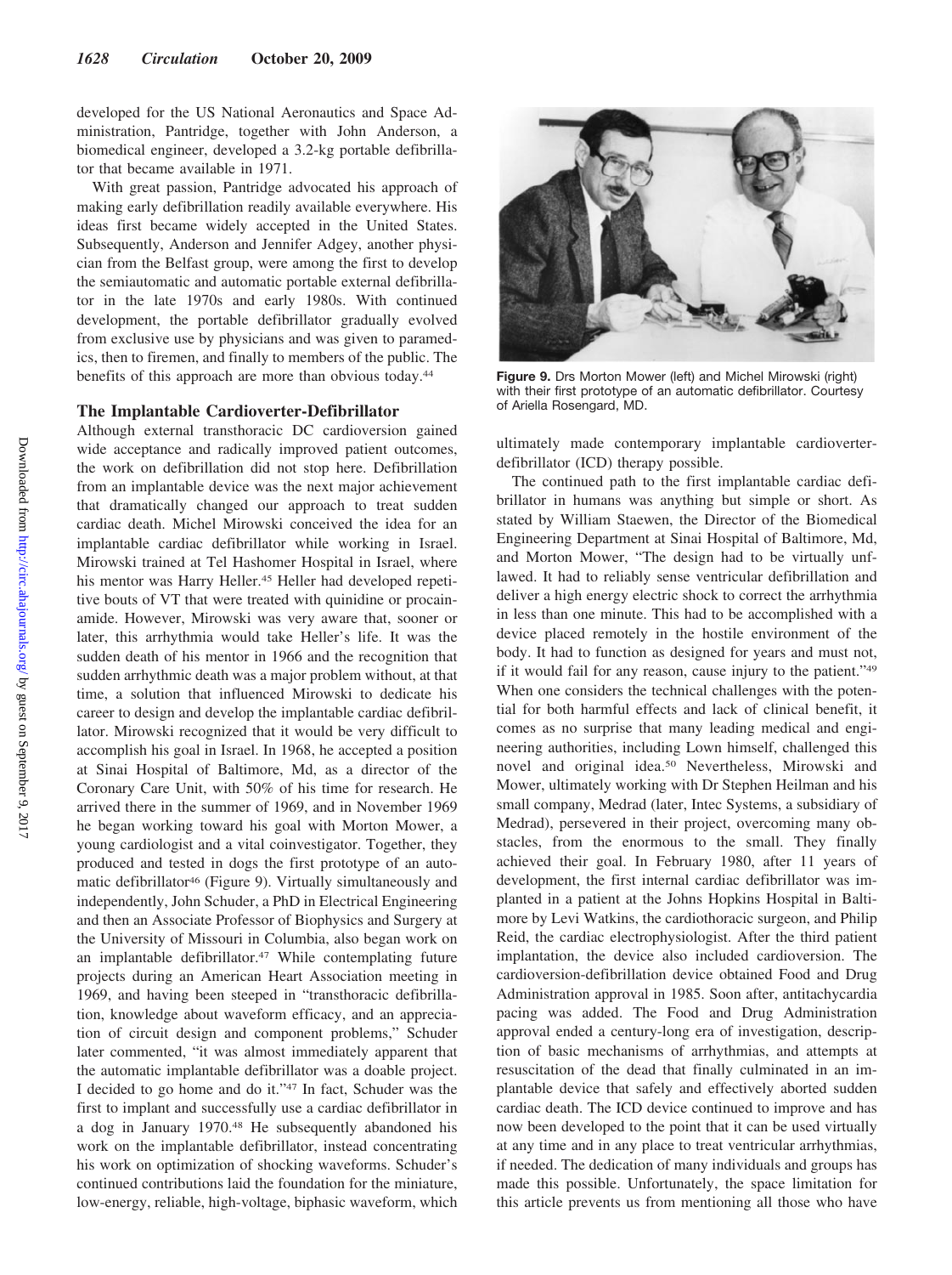developed for the US National Aeronautics and Space Administration, Pantridge, together with John Anderson, a biomedical engineer, developed a 3.2-kg portable defibrillator that became available in 1971.

With great passion, Pantridge advocated his approach of making early defibrillation readily available everywhere. His ideas first became widely accepted in the United States. Subsequently, Anderson and Jennifer Adgey, another physician from the Belfast group, were among the first to develop the semiautomatic and automatic portable external defibrillator in the late 1970s and early 1980s. With continued development, the portable defibrillator gradually evolved from exclusive use by physicians and was given to paramedics, then to firemen, and finally to members of the public. The benefits of this approach are more than obvious today.[44]

### The Implantable Cardioverter-Defibrillator

Although external transthoracic DC cardioversion gained wide acceptance and radically improved patient outcomes, the work on defibrillation did not stop here. Defibrillation from an implantable device was the next major achievement that dramatically changed our approach to treat sudden cardiac death. Michel Mirowski conceived the idea for an implantable cardiac defibrillator while working in Israel. Mirowski trained at Tel Hashomer Hospital in Israel, where his mentor was Harry Heller.[45] Heller had developed repetitive bouts of VT that were treated with quinidine or procainamide. However, Mirowski was very aware that, sooner or later, this arrhythmia would take Heller's life. It was the sudden death of his mentor in 1966 and the recognition that sudden arrhythmic death was a major problem without, at that time, a solution that influenced Mirowski to dedicate his career to design and develop the implantable cardiac defibrillator. Mirowski recognized that it would be very difficult to accomplish his goal in Israel. In 1968, he accepted a position at Sinai Hospital of Baltimore, Md, as a director of the Coronary Care Unit, with 50% of his time for research. He arrived there in the summer of 1969, and in November 1969 he began working toward his goal with Morton Mower, a young cardiologist and a vital coinvestigator. Together, they produced and tested in dogs the first prototype of an automatic defibrillator[46] (Figure 9). Virtually simultaneously and independently, John Schuder, a PhD in Electrical Engineering and then an Associate Professor of Biophysics and Surgery at the University of Missouri in Columbia, also began work on an implantable defibrillator.[47] While contemplating future projects during an American Heart Association meeting in 1969, and having been steeped in "transthoracic defibrillation, knowledge about waveform efficacy, and an appreciation of circuit design and component problems," Schuder later commented, "it was almost immediately apparent that the automatic implantable defibrillator was a doable project. I decided to go home and do it."[47] In fact, Schuder was the first to implant and successfully use a cardiac defibrillator in a dog in January 1970.[48] He subsequently abandoned his work on the implantable defibrillator, instead concentrating his work on optimization of shocking waveforms. Schuder's continued contributions laid the foundation for the miniature, low-energy, reliable, high-voltage, biphasic waveform, which ultimately made contemporary implantable cardioverter-defibrillator (ICD) therapy possible.

**Figure 9.** Drs Morton Mower (left) and Michel Mirowski (right) with their first prototype of an automatic defibrillator. Courtesy of Ariella Rosengard, MD.

The continued path to the first implantable cardiac defibrillator in humans was anything but simple or short. As stated by William Staewen, the Director of the Biomedical Engineering Department at Sinai Hospital of Baltimore, Md, and Morton Mower, "The design had to be virtually unflawed. It had to reliably sense ventricular defibrillation and deliver a high energy electric shock to correct the arrhythmia in less than one minute. This had to be accomplished with a device placed remotely in the hostile environment of the body. It had to function as designed for years and must not, if it would fail for any reason, cause injury to the patient."[49] When one considers the technical challenges with the potential for both harmful effects and lack of clinical benefit, it comes as no surprise that many leading medical and engineering authorities, including Lown himself, challenged this novel and original idea.[50] Nevertheless, Mirowski and Mower, ultimately working with Dr Stephen Heilman and his small company, Medrad (later, Intec Systems, a subsidiary of Medrad), persevered in their project, overcoming many obstacles, from the enormous to the small. They finally achieved their goal. In February 1980, after 11 years of development, the first internal cardiac defibrillator was implanted in a patient at the Johns Hopkins Hospital in Baltimore by Levi Watkins, the cardiothoracic surgeon, and Philip Reid, the cardiac electrophysiologist. After the third patient implantation, the device also included cardioversion. The cardioversion-defibrillation device obtained Food and Drug Administration approval in 1985. Soon after, antitachycardia pacing was added. The Food and Drug Administration approval ended a century-long era of investigation, description of basic mechanisms of arrhythmias, and attempts at resuscitation of the dead that finally culminated in an implantable device that safely and effectively aborted sudden cardiac death. The ICD device continued to improve and has now been developed to the point that it can be used virtually at any time and in any place to treat ventricular arrhythmias, if needed. The dedication of many individuals and groups has made this possible. Unfortunately, the space limitation for this article prevents us from mentioning all those who have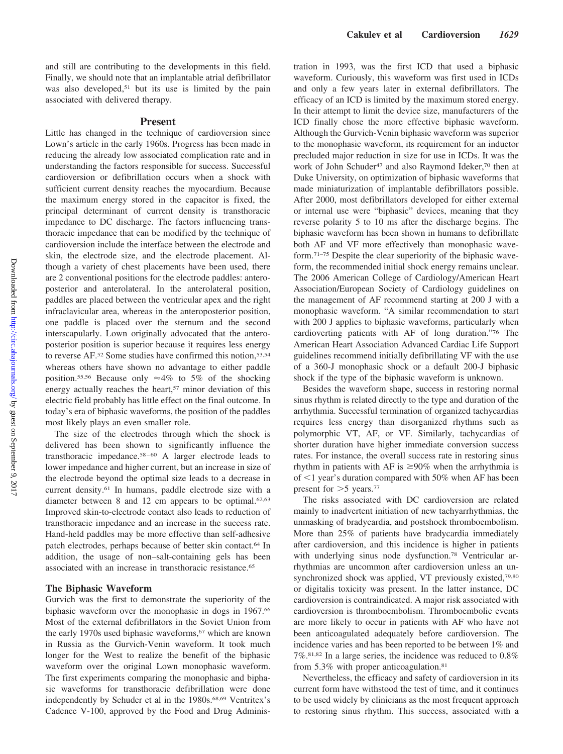and still are contributing to the developments in this field. Finally, we should note that an implantable atrial defibrillator was also developed,[51] but its use is limited by the pain associated with delivered therapy.

## Present

Little has changed in the technique of cardioversion since Lown's article in the early 1960s. Progress has been made in reducing the already low associated complication rate and in understanding the factors responsible for success. Successful cardioversion or defibrillation occurs when a shock with sufficient current density reaches the myocardium. Because the maximum energy stored in the capacitor is fixed, the principal determinant of current density is transthoracic impedance to DC discharge. The factors influencing transthoracic impedance that can be modified by the technique of cardioversion include the interface between the electrode and skin, the electrode size, and the electrode placement. Although a variety of chest placements have been used, there are 2 conventional positions for the electrode paddles: anteroposterior and anterolateral. In the anterolateral position, paddles are placed between the ventricular apex and the right infraclavicular area, whereas in the anteroposterior position, one paddle is placed over the sternum and the second interscapularly. Lown originally advocated that the anteroposterior position is superior because it requires less energy to reverse AF.[52] Some studies have confirmed this notion,[53,54] whereas others have shown no advantage to either paddle position.[55,56] Because only ≈4% to 5% of the shocking energy actually reaches the heart,[57] minor deviation of this electric field probably has little effect on the final outcome. In today's era of biphasic waveforms, the position of the paddles most likely plays an even smaller role.

The size of the electrodes through which the shock is delivered has been shown to significantly influence the transthoracic impedance.[58–60] A larger electrode leads to lower impedance and higher current, but an increase in size of the electrode beyond the optimal size leads to a decrease in current density.[61] In humans, paddle electrode size with a diameter between 8 and 12 cm appears to be optimal.[62,63] Improved skin-to-electrode contact also leads to reduction of transthoracic impedance and an increase in the success rate. Hand-held paddles may be more effective than self-adhesive patch electrodes, perhaps because of better skin contact.[64] In addition, the usage of non–salt-containing gels has been associated with an increase in transthoracic resistance.[65]

### The Biphasic Waveform

Gurvich was the first to demonstrate the superiority of the biphasic waveform over the monophasic in dogs in 1967.[66] Most of the external defibrillators in the Soviet Union from the early 1970s used biphasic waveforms,[67] which are known in Russia as the Gurvich-Venin waveform. It took much longer for the West to realize the benefit of the biphasic waveform over the original Lown monophasic waveform. The first experiments comparing the monophasic and biphasic waveforms for transthoracic defibrillation were done independently by Schuder et al in the 1980s.[68,69] Ventritex's Cadence V-100, approved by the Food and Drug Administration in 1993, was the first ICD that used a biphasic waveform. Curiously, this waveform was first used in ICDs and only a few years later in external defibrillators. The efficacy of an ICD is limited by the maximum stored energy. In their attempt to limit the device size, manufacturers of the ICD finally chose the more effective biphasic waveform. Although the Gurvich-Venin biphasic waveform was superior to the monophasic waveform, its requirement for an inductor precluded major reduction in size for use in ICDs. It was the work of John Schuder[47] and also Raymond Ideker,[70] then at Duke University, on optimization of biphasic waveforms that made miniaturization of implantable defibrillators possible. After 2000, most defibrillators developed for either external or internal use were "biphasic" devices, meaning that they reverse polarity 5 to 10 ms after the discharge begins. The biphasic waveform has been shown in humans to defibrillate both AF and VF more effectively than monophasic waveform.[71–75] Despite the clear superiority of the biphasic waveform, the recommended initial shock energy remains unclear. The 2006 American College of Cardiology/American Heart Association/European Society of Cardiology guidelines on the management of AF recommend starting at 200 J with a monophasic waveform. "A similar recommendation to start with 200 J applies to biphasic waveforms, particularly when cardioverting patients with AF of long duration."[76] The American Heart Association Advanced Cardiac Life Support guidelines recommend initially defibrillating VF with the use of a 360-J monophasic shock or a default 200-J biphasic shock if the type of the biphasic waveform is unknown.

Besides the waveform shape, success in restoring normal sinus rhythm is related directly to the type and duration of the arrhythmia. Successful termination of organized tachycardias requires less energy than disorganized rhythms such as polymorphic VT, AF, or VF. Similarly, tachycardias of shorter duration have higher immediate conversion success rates. For instance, the overall success rate in restoring sinus rhythm in patients with AF is ≥90% when the arrhythmia is of <1 year's duration compared with 50% when AF has been present for >5 years.[77]

The risks associated with DC cardioversion are related mainly to inadvertent initiation of new tachyarrhythmias, the unmasking of bradycardia, and postshock thromboembolism. More than 25% of patients have bradycardia immediately after cardioversion, and this incidence is higher in patients with underlying sinus node dysfunction.[78] Ventricular arrhythmias are uncommon after cardioversion unless an unsynchronized shock was applied, VT previously existed,[79,80] or digitalis toxicity was present. In the latter instance, DC cardioversion is contraindicated. A major risk associated with cardioversion is thromboembolism. Thromboembolic events are more likely to occur in patients with AF who have not been anticoagulated adequately before cardioversion. The incidence varies and has been reported to be between 1% and 7%.[81,82] In a large series, the incidence was reduced to 0.8% from 5.3% with proper anticoagulation.[81]

Nevertheless, the efficacy and safety of cardioversion in its current form have withstood the test of time, and it continues to be used widely by clinicians as the most frequent approach to restoring sinus rhythm. This success, associated with a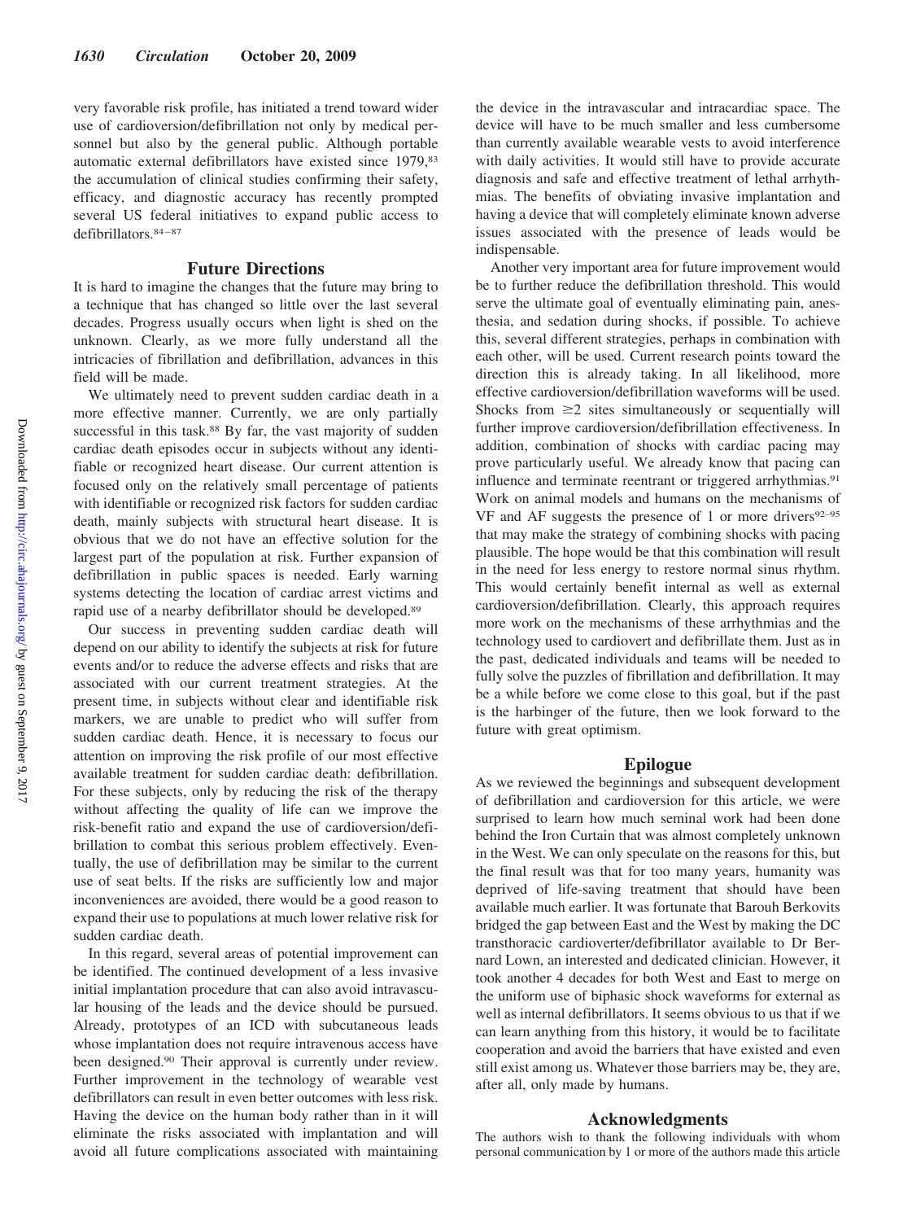very favorable risk profile, has initiated a trend toward wider use of cardioversion/defibrillation not only by medical personnel but also by the general public. Although portable automatic external defibrillators have existed since 1979,[83] the accumulation of clinical studies confirming their safety, efficacy, and diagnostic accuracy has recently prompted several US federal initiatives to expand public access to defibrillators.[84–87]

## Future Directions

It is hard to imagine the changes that the future may bring to a technique that has changed so little over the last several decades. Progress usually occurs when light is shed on the unknown. Clearly, as we more fully understand all the intricacies of fibrillation and defibrillation, advances in this field will be made.

We ultimately need to prevent sudden cardiac death in a more effective manner. Currently, we are only partially successful in this task.[88] By far, the vast majority of sudden cardiac death episodes occur in subjects without any identifiable or recognized heart disease. Our current attention is focused only on the relatively small percentage of patients with identifiable or recognized risk factors for sudden cardiac death, mainly subjects with structural heart disease. It is obvious that we do not have an effective solution for the largest part of the population at risk. Further expansion of defibrillation in public spaces is needed. Early warning systems detecting the location of cardiac arrest victims and rapid use of a nearby defibrillator should be developed.[89]

Our success in preventing sudden cardiac death will depend on our ability to identify the subjects at risk for future events and/or to reduce the adverse effects and risks that are associated with our current treatment strategies. At the present time, in subjects without clear and identifiable risk markers, we are unable to predict who will suffer from sudden cardiac death. Hence, it is necessary to focus our attention on improving the risk profile of our most effective available treatment for sudden cardiac death: defibrillation. For these subjects, only by reducing the risk of the therapy without affecting the quality of life can we improve the risk-benefit ratio and expand the use of cardioversion/defibrillation to combat this serious problem effectively. Eventually, the use of defibrillation may be similar to the current use of seat belts. If the risks are sufficiently low and major inconveniences are avoided, there would be a good reason to expand their use to populations at much lower relative risk for sudden cardiac death.

In this regard, several areas of potential improvement can be identified. The continued development of a less invasive initial implantation procedure that can also avoid intravascular housing of the leads and the device should be pursued. Already, prototypes of an ICD with subcutaneous leads whose implantation does not require intravenous access have been designed.[90] Their approval is currently under review. Further improvement in the technology of wearable vest defibrillators can result in even better outcomes with less risk. Having the device on the human body rather than in it will eliminate the risks associated with implantation and will avoid all future complications associated with maintaining the device in the intravascular and intracardiac space. The device will have to be much smaller and less cumbersome than currently available wearable vests to avoid interference with daily activities. It would still have to provide accurate diagnosis and safe and effective treatment of lethal arrhythmias. The benefits of obviating invasive implantation and having a device that will completely eliminate known adverse issues associated with the presence of leads would be indispensable.

Another very important area for future improvement would be to further reduce the defibrillation threshold. This would serve the ultimate goal of eventually eliminating pain, anesthesia, and sedation during shocks, if possible. To achieve this, several different strategies, perhaps in combination with each other, will be used. Current research points toward the direction this is already taking. In all likelihood, more effective cardioversion/defibrillation waveforms will be used. Shocks from $\geq$2 sites simultaneously or sequentially will further improve cardioversion/defibrillation effectiveness. In addition, combination of shocks with cardiac pacing may prove particularly useful. We already know that pacing can influence and terminate reentrant or triggered arrhythmias.[91] Work on animal models and humans on the mechanisms of VF and AF suggests the presence of 1 or more drivers[92–95] that may make the strategy of combining shocks with pacing plausible. The hope would be that this combination will result in the need for less energy to restore normal sinus rhythm. This would certainly benefit internal as well as external cardioversion/defibrillation. Clearly, this approach requires more work on the mechanisms of these arrhythmias and the technology used to cardiovert and defibrillate them. Just as in the past, dedicated individuals and teams will be needed to fully solve the puzzles of fibrillation and defibrillation. It may be a while before we come close to this goal, but if the past is the harbinger of the future, then we look forward to the future with great optimism.

## Epilogue

As we reviewed the beginnings and subsequent development of defibrillation and cardioversion for this article, we were surprised to learn how much seminal work had been done behind the Iron Curtain that was almost completely unknown in the West. We can only speculate on the reasons for this, but the final result was that for too many years, humanity was deprived of life-saving treatment that should have been available much earlier. It was fortunate that Barouh Berkovits bridged the gap between East and the West by making the DC transthoracic cardioverter/defibrillator available to Dr Bernard Lown, an interested and dedicated clinician. However, it took another 4 decades for both West and East to merge on the uniform use of biphasic shock waveforms for external as well as internal defibrillators. It seems obvious to us that if we can learn anything from this history, it would be to facilitate cooperation and avoid the barriers that have existed and even still exist among us. Whatever those barriers may be, they are, after all, only made by humans.

## Acknowledgments

The authors wish to thank the following individuals with whom personal communication by 1 or more of the authors made this article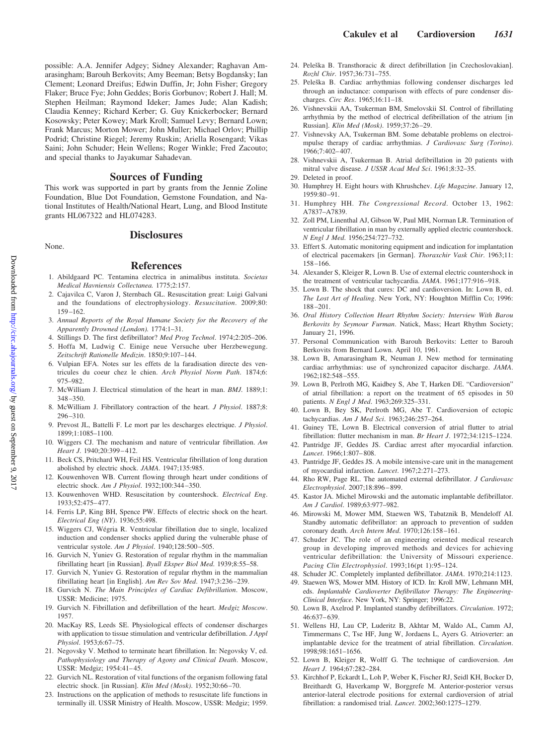possible: A.A. Jennifer Adgey; Sidney Alexander; Raghavan Amarasingham; Barouh Berkovits; Amy Beeman; Betsy Bogdansky; Ian Clement; Leonard Dreifus; Edwin Duffin, Jr; John Fisher; Gregory Flaker; Bruce Fye; John Geddes; Boris Gorbunov; Robert J. Hall; M. Stephen Heilman; Raymond Ideker; James Jude; Alan Kadish; Claudia Kenney; Richard Kerber; G. Guy Knickerbocker; Bernard Kosowsky; Peter Kowey; Mark Kroll; Samuel Levy; Bernard Lown; Frank Marcus; Morton Mower; John Muller; Michael Orlov; Phillip Podrid; Christine Riegel; Jeremy Ruskin; Ariella Rosengard; Vikas Saini; John Schuder; Hein Wellens; Roger Winkle; Fred Zacouto; and special thanks to Jayakumar Sahadevan.

## Sources of Funding

This work was supported in part by grants from the Jennie Zoline Foundation, Blue Dot Foundation, Gemstone Foundation, and National Institutes of Health/National Heart, Lung, and Blood Institute grants HL067322 and HL074283.

## Disclosures

None.

## References

1. Abildgaard PC. Tentamina electrica in animalibus instituta. *Societas Medical Havniensis Collectanea.* 1775;2:157.
2. Cajavilca C, Varon J, Sternbach GL. Resuscitation great: Luigi Galvani and the foundations of electrophysiology. *Resuscitation*. 2009;80: 159–162.
3. *Annual Reports of the Royal Humane Society for the Recovery of the Apparently Drowned (London).* 1774:1–31.
4. Stillings D. The first defibrillator? *Med Prog Technol*. 1974;2:205–206.
5. Hoffa M, Ludwig C. Einige neue Versuche uber Herzbewegung. *Zeitschrift Rationelle Medizin*. 1850;9:107–144.
6. Vulpian EFA. Notes sur les effets de la faradisation directe des ventricules du coeur chez le chien. *Arch Physiol Norm Path*. 1874;6: 975–982.
7. McWilliam J. Electrical stimulation of the heart in man. *BMJ*. 1889;1: 348–350.
8. McWilliam J. Fibrillatory contraction of the heart. *J Physiol*. 1887;8: 296–310.
9. Prevost JL, Battelli F. Le mort par les descharges electrique. *J Physiol*. 1899;1:1085–1100.
10. Wiggers CJ. The mechanism and nature of ventricular fibrillation. *Am Heart J*. 1940;20:399–412.
11. Beck CS, Pritchard WH, Feil HS. Ventricular fibrillation of long duration abolished by electric shock. *JAMA*. 1947;135:985.
12. Kouwenhoven WB. Current flowing through heart under conditions of electric shock. *Am J Physiol*. 1932;100:344–350.
13. Kouwenhoven WHD. Resuscitation by countershock. *Electrical Eng*. 1933;52:475–477.
14. Ferris LP, King BH, Spence PW. Effects of electric shock on the heart. *Electrical Eng (NY)*. 1936;55:498.
15. Wiggers CJ, Wégria R. Ventricular fibrillation due to single, localized induction and condenser shocks applied during the vulnerable phase of ventricular systole. *Am J Physiol*. 1940;128:500–505.
16. Gurvich N, Yuniev G. Restoration of regular rhythm in the mammalian fibrillating heart [in Russian]. *Byull Eksper Biol Med*. 1939;8:55–58.
17. Gurvich N, Yuniev G. Restoration of regular rhythm in the mammalian fibrillating heart [in English]. *Am Rev Sov Med*. 1947;3:236–239.
18. Gurvich N. *The Main Principles of Cardiac Defibrillation*. Moscow, USSR: Medicine; 1975.
19. Gurvich N. Fibrillation and defibrillation of the heart. *Medgiz Moscow*. 1957.
20. MacKay RS, Leeds SE. Physiological effects of condenser discharges with application to tissue stimulation and ventricular defibrillation. *J Appl Physiol*. 1953;6:67–75.
21. Negovsky V. Method to terminate heart fibrillation. In: Negovsky V, ed. *Pathophysiology and Therapy of Agony and Clinical Death*. Moscow, USSR: Medgiz; 1954:41–45.
22. Gurvich NL. Restoration of vital functions of the organism following fatal electric shock. [in Russian]. *Klin Med (Mosk)*. 1952;30:66–70.
23. Instructions on the application of methods to resuscitate life functions in terminally ill. USSR Ministry of Health. Moscow, USSR: Medgiz; 1959.
24. Peleška B. Transthoracic & direct defibrillation [in Czechoslovakian]. *Rozhl Chir*. 1957;36:731–755.
25. Peleška B. Cardiac arrhythmias following condenser discharges led through an inductance: comparison with effects of pure condenser discharges. *Circ Res*. 1965;16:11–18.
26. Vishnevskii AA, Tsukerman BM, Smelovskii SI. Control of fibrillating arrhythmia by the method of electrical defibrillation of the atrium [in Russian]. *Klin Med (Mosk)*. 1959;37:26–29.
27. Vishnevsky AA, Tsukerman BM. Some debatable problems on electroimpulse therapy of cardiac arrhythmias. *J Cardiovasc Surg (Torino)*. 1966;7:402–407.
28. Vishnevskii A, Tsukerman B. Atrial defibrillation in 20 patients with mitral valve disease. *J USSR Acad Med Sci*. 1961;8:32–35.
29. Deleted in proof.
30. Humphrey H. Eight hours with Khrushchev. *Life Magazine*. January 12, 1959:80–91.
31. Humphrey HH. *The Congressional Record*. October 13, 1962: A7837–A7839.
32. Zoll PM, Linenthal AJ, Gibson W, Paul MH, Norman LR. Termination of ventricular fibrillation in man by externally applied electric countershock. *N Engl J Med*. 1956;254:727–732.
33. Effert S. Automatic monitoring equipment and indication for implantation of electrical pacemakers [in German]. *Thoraxchir Vask Chir*. 1963;11: 158–166.
34. Alexander S, Kleiger R, Lown B. Use of external electric countershock in the treatment of ventricular tachycardia. *JAMA*. 1961;177:916–918.
35. Lown B. The shock that cures: DC and cardioversion. In: Lown B, ed. *The Lost Art of Healing*. New York, NY: Houghton Mifflin Co; 1996: 188–201.
36. *Oral History Collection Heart Rhythm Society: Interview With Barou Berkovits by Seymour Furman*. Natick, Mass; Heart Rhythm Society; January 21, 1996.
37. Personal Communication with Barouh Berkovits: Letter to Barouh Berkovits from Bernard Lown. April 10, 1961.
38. Lown B, Amarasingham R, Neuman J. New method for terminating cardiac arrhythmias: use of synchronized capacitor discharge. *JAMA*. 1962;182:548–555.
39. Lown B, Perlroth MG, Kaidbey S, Abe T, Harken DE. "Cardioversion" of atrial fibrillation: a report on the treatment of 65 episodes in 50 patients. *N Engl J Med*. 1963;269:325–331.
40. Lown B, Bey SK, Perlroth MG, Abe T. Cardioversion of ectopic tachycardias. *Am J Med Sci*. 1963;246:257–264.
41. Guiney TE, Lown B. Electrical conversion of atrial flutter to atrial fibrillation: flutter mechanism in man. *Br Heart J*. 1972;34:1215–1224.
42. Pantridge JF, Geddes JS. Cardiac arrest after myocardial infarction. *Lancet*. 1966;1:807–808.
43. Pantridge JF, Geddes JS. A mobile intensive-care unit in the management of myocardial infarction. *Lancet*. 1967;2:271–273.
44. Rho RW, Page RL. The automated external defibrillator. *J Cardiovasc Electrophysiol*. 2007;18:896–899.
45. Kastor JA. Michel Mirowski and the automatic implantable defibrillator. *Am J Cardiol*. 1989;63:977–982.
46. Mirowski M, Mower MM, Staewen WS, Tabatznik B, Mendeloff AI. Standby automatic defibrillator: an approach to prevention of sudden coronary death. *Arch Intern Med*. 1970;126:158–161.
47. Schuder JC. The role of an engineering oriented medical research group in developing improved methods and devices for achieving ventricular defibrillation: the University of Missouri experience. *Pacing Clin Electrophysiol*. 1993;16(pt 1):95–124.
48. Schuder JC. Completely implanted defibrillator. *JAMA*. 1970;214:1123.
49. Staewen WS, Mower MM. History of ICD. In: Kroll MW, Lehmann MH, eds. *Implantable Cardioverter Defibrillator Therapy: The Engineering-Clinical Interface*. New York, NY: Springer; 1996:22.
50. Lown B, Axelrod P. Implanted standby defibrillators. *Circulation*. 1972; 46:637–639.
51. Wellens HJ, Lau CP, Luderitz B, Akhtar M, Waldo AL, Camm AJ, Timmermans C, Tse HF, Jung W, Jordaens L, Ayers G. Atrioverter: an implantable device for the treatment of atrial fibrillation. *Circulation*. 1998;98:1651–1656.
52. Lown B, Kleiger R, Wolff G. The technique of cardioversion. *Am Heart J*. 1964;67:282–284.
53. Kirchhof P, Eckardt L, Loh P, Weber K, Fischer RJ, Seidl KH, Bocker D, Breithardt G, Haverkamp W, Borggrefe M. Anterior-posterior versus anterior-lateral electrode positions for external cardioversion of atrial fibrillation: a randomised trial. *Lancet*. 2002;360:1275–1279.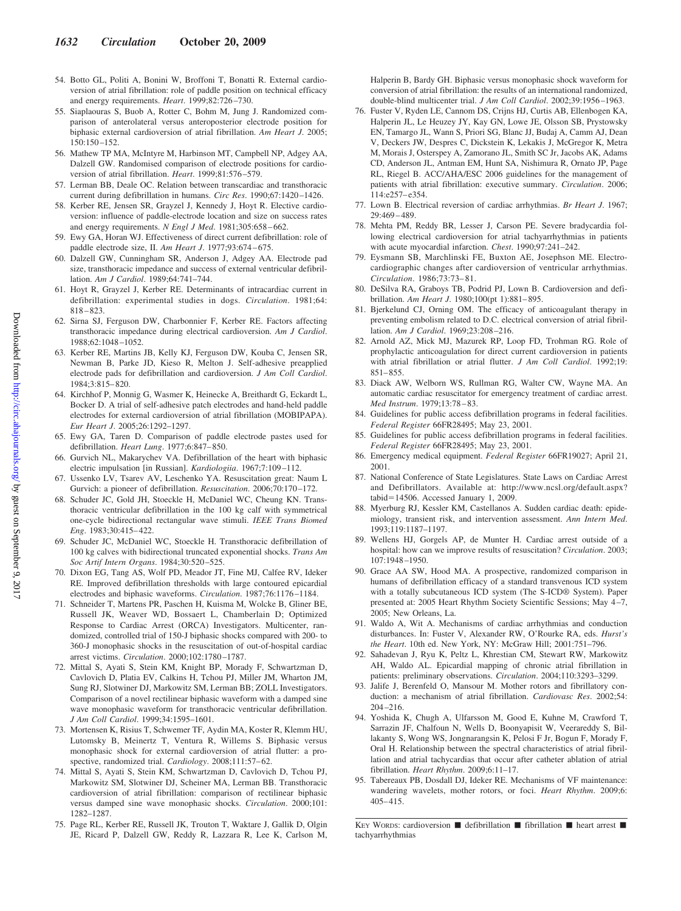54. Botto GL, Politi A, Bonini W, Broffoni T, Bonatti R. External cardioversion of atrial fibrillation: role of paddle position on technical efficacy and energy requirements. *Heart*. 1999;82:726–730.
55. Siaplaouras S, Buob A, Rotter C, Bohm M, Jung J. Randomized comparison of anterolateral versus anteroposterior electrode position for biphasic external cardioversion of atrial fibrillation. *Am Heart J*. 2005; 150:150–152.
56. Mathew TP MA, McIntyre M, Harbinson MT, Campbell NP, Adgey AA, Dalzell GW. Randomised comparison of electrode positions for cardioversion of atrial fibrillation. *Heart*. 1999;81:576–579.
57. Lerman BB, Deale OC. Relation between transcardiac and transthoracic current during defibrillation in humans. *Circ Res*. 1990;67:1420–1426.
58. Kerber RE, Jensen SR, Grayzel J, Kennedy J, Hoyt R. Elective cardioversion: influence of paddle-electrode location and size on success rates and energy requirements. *N Engl J Med*. 1981;305:658–662.
59. Ewy GA, Horan WJ. Effectiveness of direct current defibrillation: role of paddle electrode size, II. *Am Heart J*. 1977;93:674–675.
60. Dalzell GW, Cunningham SR, Anderson J, Adgey AA. Electrode pad size, transthoracic impedance and success of external ventricular defibrillation. *Am J Cardiol*. 1989;64:741–744.
61. Hoyt R, Grayzel J, Kerber RE. Determinants of intracardiac current in defibrillation: experimental studies in dogs. *Circulation*. 1981;64: 818–823.
62. Sirna SJ, Ferguson DW, Charbonnier F, Kerber RE. Factors affecting transthoracic impedance during electrical cardioversion. *Am J Cardiol*. 1988;62:1048–1052.
63. Kerber RE, Martins JB, Kelly KJ, Ferguson DW, Kouba C, Jensen SR, Newman B, Parke JD, Kieso R, Melton J. Self-adhesive preapplied electrode pads for defibrillation and cardioversion. *J Am Coll Cardiol*. 1984;3:815–820.
64. Kirchhof P, Monnig G, Wasmer K, Heinecke A, Breithardt G, Eckardt L, Bocker D. A trial of self-adhesive patch electrodes and hand-held paddle electrodes for external cardioversion of atrial fibrillation (MOBIPAPA). *Eur Heart J*. 2005;26:1292–1297.
65. Ewy GA, Taren D. Comparison of paddle electrode pastes used for defibrillation. *Heart Lung*. 1977;6:847–850.
66. Gurvich NL, Makarychev VA. Defibrillation of the heart with biphasic electric impulsation [in Russian]. *Kardiologiia*. 1967;7:109–112.
67. Ussenko LV, Tsarev AV, Leschenko YA. Resuscitation great: Naum L Gurvich: a pioneer of defibrillation. *Resuscitation*. 2006;70:170–172.
68. Schuder JC, Gold JH, Stoeckle H, McDaniel WC, Cheung KN. Transthoracic ventricular defibrillation in the 100 kg calf with symmetrical one-cycle bidirectional rectangular wave stimuli. *IEEE Trans Biomed Eng*. 1983;30:415–422.
69. Schuder JC, McDaniel WC, Stoeckle H. Transthoracic defibrillation of 100 kg calves with bidirectional truncated exponential shocks. *Trans Am Soc Artif Intern Organs*. 1984;30:520–525.
70. Dixon EG, Tang AS, Wolf PD, Meador JT, Fine MJ, Calfee RV, Ideker RE. Improved defibrillation thresholds with large contoured epicardial electrodes and biphasic waveforms. *Circulation*. 1987;76:1176–1184.
71. Schneider T, Martens PR, Paschen H, Kuisma M, Wolcke B, Gliner BE, Russell JK, Weaver WD, Bossaert L, Chamberlain D; Optimized Response to Cardiac Arrest (ORCA) Investigators. Multicenter, randomized, controlled trial of 150-J biphasic shocks compared with 200- to 360-J monophasic shocks in the resuscitation of out-of-hospital cardiac arrest victims. *Circulation*. 2000;102:1780–1787.
72. Mittal S, Ayati S, Stein KM, Knight BP, Morady F, Schwartzman D, Cavlovich D, Platia EV, Calkins H, Tchou PJ, Miller JM, Wharton JM, Sung RJ, Slotwiner DJ, Markowitz SM, Lerman BB; ZOLL Investigators. Comparison of a novel rectilinear biphasic waveform with a damped sine wave monophasic waveform for transthoracic ventricular defibrillation. *J Am Coll Cardiol*. 1999;34:1595–1601.
73. Mortensen K, Risius T, Schwemer TF, Aydin MA, Koster R, Klemm HU, Lutomsky B, Meinertz T, Ventura R, Willems S. Biphasic versus monophasic shock for external cardioversion of atrial flutter: a prospective, randomized trial. *Cardiology*. 2008;111:57–62.
74. Mittal S, Ayati S, Stein KM, Schwartzman D, Cavlovich D, Tchou PJ, Markowitz SM, Slotwiner DJ, Scheiner MA, Lerman BB. Transthoracic cardioversion of atrial fibrillation: comparison of rectilinear biphasic versus damped sine wave monophasic shocks. *Circulation*. 2000;101: 1282–1287.
75. Page RL, Kerber RE, Russell JK, Trouton T, Waktare J, Gallik D, Olgin JE, Ricard P, Dalzell GW, Reddy R, Lazzara R, Lee K, Carlson M, Halperin B, Bardy GH. Biphasic versus monophasic shock waveform for conversion of atrial fibrillation: the results of an international randomized, double-blind multicenter trial. *J Am Coll Cardiol*. 2002;39:1956–1963.
76. Fuster V, Ryden LE, Cannom DS, Crijns HJ, Curtis AB, Ellenbogen KA, Halperin JL, Le Heuzey JY, Kay GN, Lowe JE, Olsson SB, Prystowsky EN, Tamargo JL, Wann S, Priori SG, Blanc JJ, Budaj A, Camm AJ, Dean V, Deckers JW, Despres C, Dickstein K, Lekakis J, McGregor K, Metra M, Morais J, Osterspey A, Zamorano JL, Smith SC Jr, Jacobs AK, Adams CD, Anderson JL, Antman EM, Hunt SA, Nishimura R, Ornato JP, Page RL, Riegel B. ACC/AHA/ESC 2006 guidelines for the management of patients with atrial fibrillation: executive summary. *Circulation*. 2006; 114:e257–e354.
77. Lown B. Electrical reversion of cardiac arrhythmias. *Br Heart J*. 1967; 29:469–489.
78. Mehta PM, Reddy BR, Lesser J, Carson PE. Severe bradycardia following electrical cardioversion for atrial tachyarrhythmias in patients with acute myocardial infarction. *Chest*. 1990;97:241–242.
79. Eysmann SB, Marchlinski FE, Buxton AE, Josephson ME. Electrocardiographic changes after cardioversion of ventricular arrhythmias. *Circulation*. 1986;73:73–81.
80. DeSilva RA, Graboys TB, Podrid PJ, Lown B. Cardioversion and defibrillation. *Am Heart J*. 1980;100(pt 1):881–895.
81. Bjerkelund CJ, Orning OM. The efficacy of anticoagulant therapy in preventing embolism related to D.C. electrical conversion of atrial fibrillation. *Am J Cardiol*. 1969;23:208–216.
82. Arnold AZ, Mick MJ, Mazurek RP, Loop FD, Trohman RG. Role of prophylactic anticoagulation for direct current cardioversion in patients with atrial fibrillation or atrial flutter. *J Am Coll Cardiol*. 1992;19: 851–855.
83. Diack AW, Welborn WS, Rullman RG, Walter CW, Wayne MA. An automatic cardiac resuscitator for emergency treatment of cardiac arrest. *Med Instrum*. 1979;13:78–83.
84. Guidelines for public access defibrillation programs in federal facilities. *Federal Register* 66FR28495; May 23, 2001.
85. Guidelines for public access defibrillation programs in federal facilities. *Federal Register* 66FR28495; May 23, 2001.
86. Emergency medical equipment. *Federal Register* 66FR19027; April 21, 2001.
87. National Conference of State Legislatures. State Laws on Cardiac Arrest and Defibrillators. Available at: http://www.ncsl.org/default.aspx?tabid=14506. Accessed January 1, 2009.
88. Myerburg RJ, Kessler KM, Castellanos A. Sudden cardiac death: epidemiology, transient risk, and intervention assessment. *Ann Intern Med*. 1993;119:1187–1197.
89. Wellens HJ, Gorgels AP, de Munter H. Cardiac arrest outside of a hospital: how can we improve results of resuscitation? *Circulation*. 2003; 107:1948–1950.
90. Grace AA SW, Hood MA. A prospective, randomized comparison in humans of defibrillation efficacy of a standard transvenous ICD system with a totally subcutaneous ICD system (The S-ICD® System). Paper presented at: 2005 Heart Rhythm Society Scientific Sessions; May 4–7, 2005; New Orleans, La.
91. Waldo A, Wit A. Mechanisms of cardiac arrhythmias and conduction disturbances. In: Fuster V, Alexander RW, O'Rourke RA, eds. *Hurst's the Heart*. 10th ed. New York, NY: McGraw Hill; 2001:751–796.
92. Sahadevan J, Ryu K, Peltz L, Khrestian CM, Stewart RW, Markowitz AH, Waldo AL. Epicardial mapping of chronic atrial fibrillation in patients: preliminary observations. *Circulation*. 2004;110:3293–3299.
93. Jalife J, Berenfeld O, Mansour M. Mother rotors and fibrillatory conduction: a mechanism of atrial fibrillation. *Cardiovasc Res*. 2002;54: 204–216.
94. Yoshida K, Chugh A, Ulfarsson M, Good E, Kuhne M, Crawford T, Sarrazin JF, Chalfoun N, Wells D, Boonyapisit W, Veerareddy S, Billakanty S, Wong WS, Jongnarangsin K, Pelosi F Jr, Bogun F, Morady F, Oral H. Relationship between the spectral characteristics of atrial fibrillation and atrial tachycardias that occur after catheter ablation of atrial fibrillation. *Heart Rhythm*. 2009;6:11–17.
95. Tabereaux PB, Dosdall DJ, Ideker RE. Mechanisms of VF maintenance: wandering wavelets, mother rotors, or foci. *Heart Rhythm*. 2009;6: 405–415.

KEY WORDS: cardioversion ■ defibrillation ■ fibrillation ■ heart arrest ■ tachyarrhythmias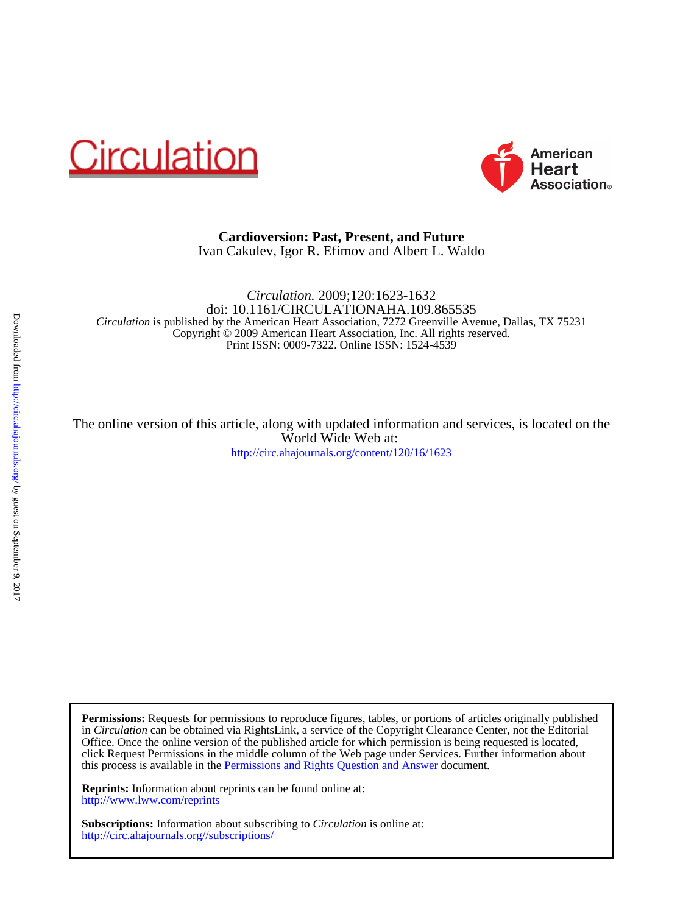**Cardioversion: Past, Present, and Future**

Ivan Cakulev, Igor R. Efimov and Albert L. Waldo

*Circulation.* 2009;120:1623-1632

doi: 10.1161/CIRCULATIONAHA.109.865535

*Circulation* is published by the American Heart Association, 7272 Greenville Avenue, Dallas, TX 75231

Copyright © 2009 American Heart Association, Inc. All rights reserved.

Print ISSN: 0009-7322. Online ISSN: 1524-4539

The online version of this article, along with updated information and services, is located on the World Wide Web at:

http://circ.ahajournals.org/content/120/16/1623

**Permissions:** Requests for permissions to reproduce figures, tables, or portions of articles originally published in *Circulation* can be obtained via RightsLink, a service of the Copyright Clearance Center, not the Editorial Office. Once the online version of the published article for which permission is being requested is located, click Request Permissions in the middle column of the Web page under Services. Further information about this process is available in the Permissions and Rights Question and Answer document.

**Reprints:** Information about reprints can be found online at:
http://www.lww.com/reprints

**Subscriptions:** Information about subscribing to *Circulation* is online at:
http://circ.ahajournals.org//subscriptions/